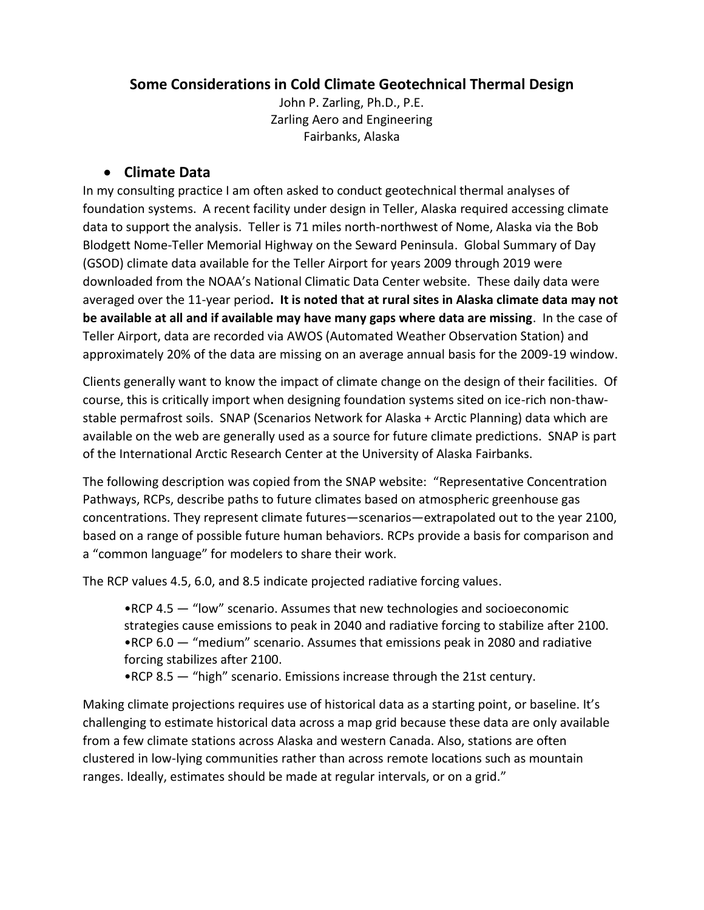# Some Considerations in Cold Climate Geotechnical Thermal Design

John P. Zarling, Ph.D., P.E.
Zarling Aero and Engineering
Fairbanks, Alaska

- ## Climate Data

In my consulting practice I am often asked to conduct geotechnical thermal analyses of foundation systems. A recent facility under design in Teller, Alaska required accessing climate data to support the analysis. Teller is 71 miles north-northwest of Nome, Alaska via the Bob Blodgett Nome-Teller Memorial Highway on the Seward Peninsula. Global Summary of Day (GSOD) climate data available for the Teller Airport for years 2009 through 2019 were downloaded from the NOAA's National Climatic Data Center website. These daily data were averaged over the 11-year period**. It is noted that at rural sites in Alaska climate data may not be available at all and if available may have many gaps where data are missing**. In the case of Teller Airport, data are recorded via AWOS (Automated Weather Observation Station) and approximately 20% of the data are missing on an average annual basis for the 2009-19 window.

Clients generally want to know the impact of climate change on the design of their facilities. Of course, this is critically import when designing foundation systems sited on ice-rich non-thaw-stable permafrost soils. SNAP (Scenarios Network for Alaska + Arctic Planning) data which are available on the web are generally used as a source for future climate predictions. SNAP is part of the International Arctic Research Center at the University of Alaska Fairbanks.

The following description was copied from the SNAP website: "Representative Concentration Pathways, RCPs, describe paths to future climates based on atmospheric greenhouse gas concentrations. They represent climate futures—scenarios—extrapolated out to the year 2100, based on a range of possible future human behaviors. RCPs provide a basis for comparison and a "common language" for modelers to share their work.

The RCP values 4.5, 6.0, and 8.5 indicate projected radiative forcing values.

> •RCP 4.5 — "low" scenario. Assumes that new technologies and socioeconomic strategies cause emissions to peak in 2040 and radiative forcing to stabilize after 2100.
> •RCP 6.0 — "medium" scenario. Assumes that emissions peak in 2080 and radiative forcing stabilizes after 2100.
> •RCP 8.5 — "high" scenario. Emissions increase through the 21st century.

Making climate projections requires use of historical data as a starting point, or baseline. It's challenging to estimate historical data across a map grid because these data are only available from a few climate stations across Alaska and western Canada. Also, stations are often clustered in low-lying communities rather than across remote locations such as mountain ranges. Ideally, estimates should be made at regular intervals, or on a grid."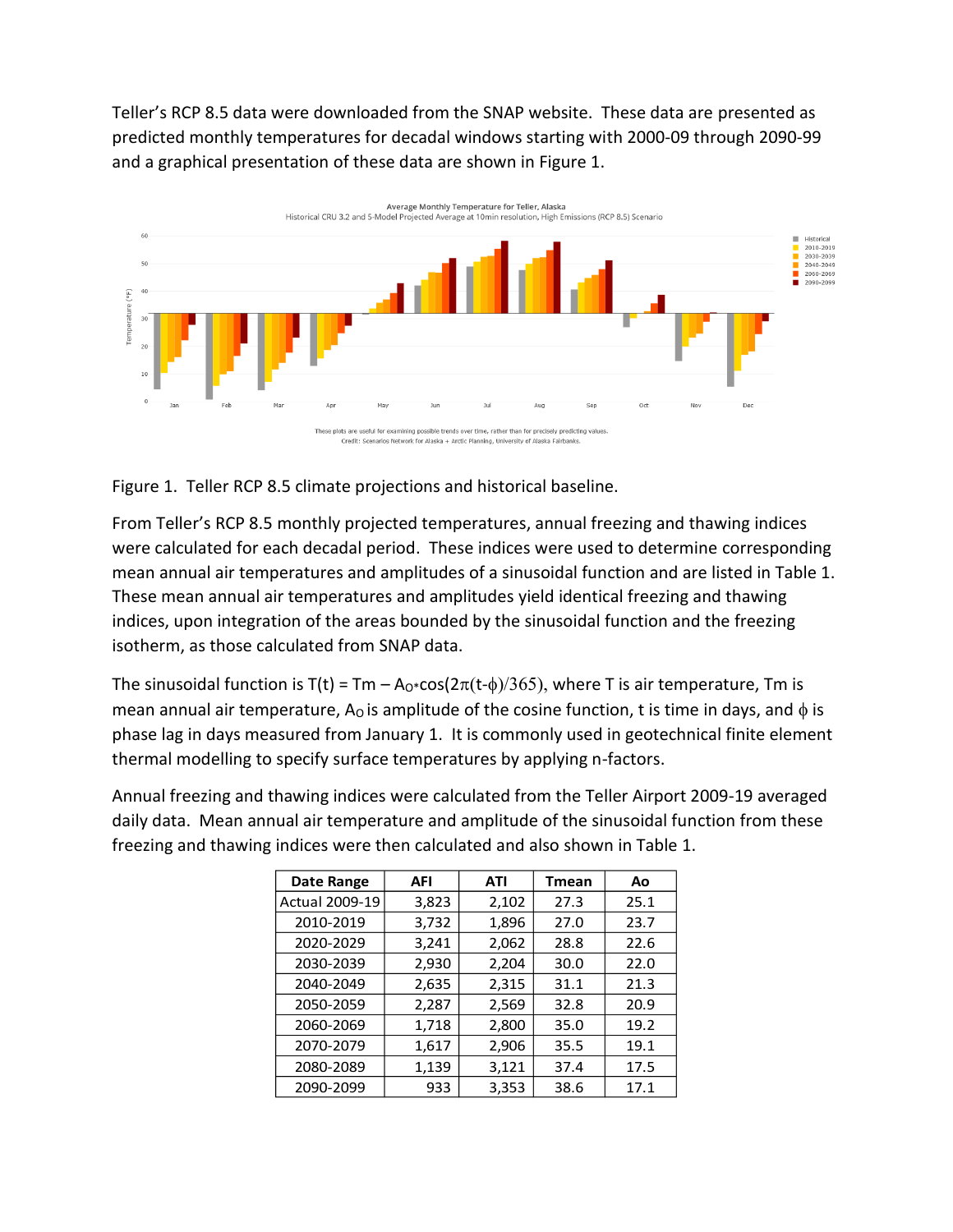Teller's RCP 8.5 data were downloaded from the SNAP website. These data are presented as predicted monthly temperatures for decadal windows starting with 2000-09 through 2090-99 and a graphical presentation of these data are shown in Figure 1.

Figure 1. Teller RCP 8.5 climate projections and historical baseline.

From Teller's RCP 8.5 monthly projected temperatures, annual freezing and thawing indices were calculated for each decadal period. These indices were used to determine corresponding mean annual air temperatures and amplitudes of a sinusoidal function and are listed in Table 1. These mean annual air temperatures and amplitudes yield identical freezing and thawing indices, upon integration of the areas bounded by the sinusoidal function and the freezing isotherm, as those calculated from SNAP data.

The sinusoidal function is $T(t) = Tm - A_O * \cos(2\pi(t-\phi)/365)$, where T is air temperature, Tm is mean annual air temperature, $A_O$ is amplitude of the cosine function, t is time in days, and $\phi$ is phase lag in days measured from January 1. It is commonly used in geotechnical finite element thermal modelling to specify surface temperatures by applying n-factors.

Annual freezing and thawing indices were calculated from the Teller Airport 2009-19 averaged daily data. Mean annual air temperature and amplitude of the sinusoidal function from these freezing and thawing indices were then calculated and also shown in Table 1.

| Date Range | AFI | ATI | Tmean | Ao |
|---|---|---|---|---|
| Actual 2009-19 | 3,823 | 2,102 | 27.3 | 25.1 |
| 2010-2019 | 3,732 | 1,896 | 27.0 | 23.7 |
| 2020-2029 | 3,241 | 2,062 | 28.8 | 22.6 |
| 2030-2039 | 2,930 | 2,204 | 30.0 | 22.0 |
| 2040-2049 | 2,635 | 2,315 | 31.1 | 21.3 |
| 2050-2059 | 2,287 | 2,569 | 32.8 | 20.9 |
| 2060-2069 | 1,718 | 2,800 | 35.0 | 19.2 |
| 2070-2079 | 1,617 | 2,906 | 35.5 | 19.1 |
| 2080-2089 | 1,139 | 3,121 | 37.4 | 17.5 |
| 2090-2099 | 933 | 3,353 | 38.6 | 17.1 |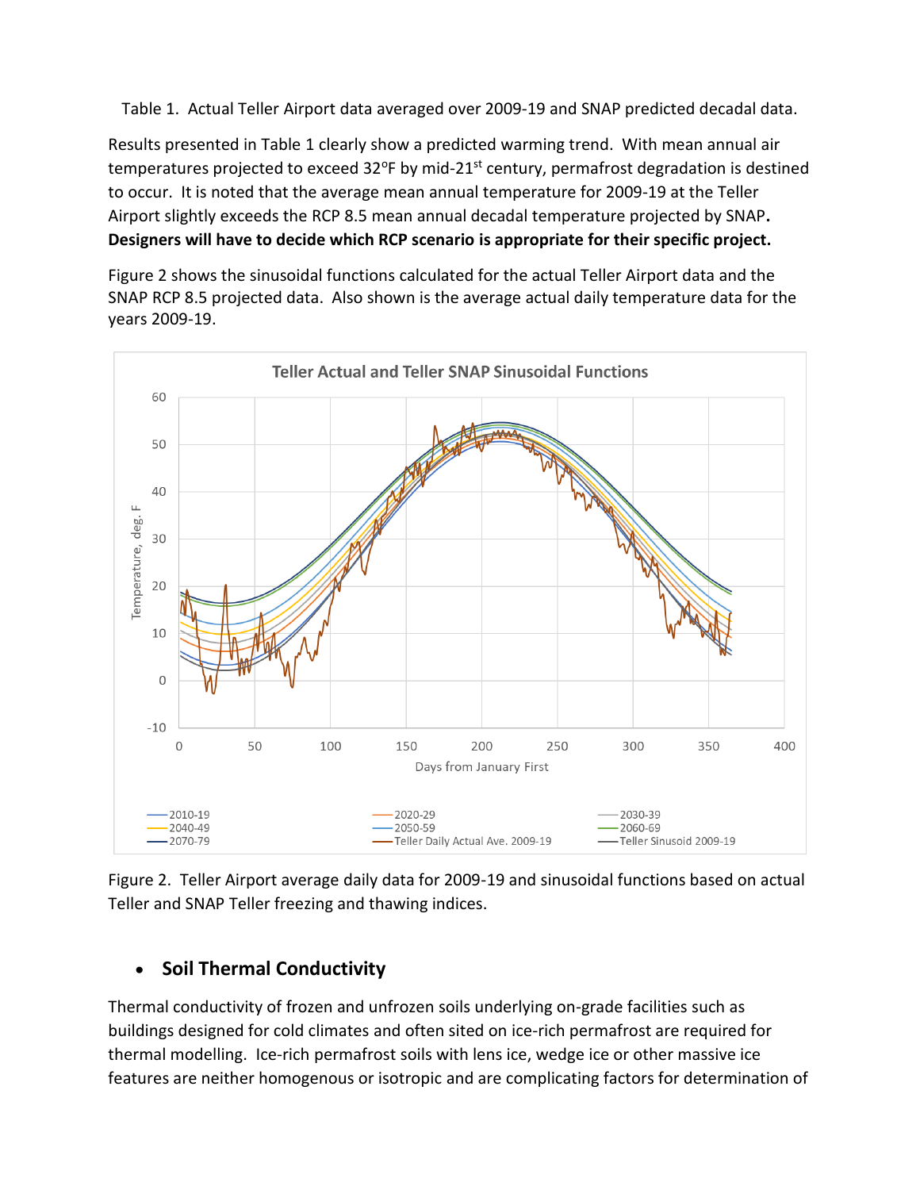Table 1. Actual Teller Airport data averaged over 2009-19 and SNAP predicted decadal data.

Results presented in Table 1 clearly show a predicted warming trend. With mean annual air temperatures projected to exceed 32°F by mid-21[st] century, permafrost degradation is destined to occur. It is noted that the average mean annual temperature for 2009-19 at the Teller Airport slightly exceeds the RCP 8.5 mean annual decadal temperature projected by SNAP. **Designers will have to decide which RCP scenario is appropriate for their specific project.**

Figure 2 shows the sinusoidal functions calculated for the actual Teller Airport data and the SNAP RCP 8.5 projected data. Also shown is the average actual daily temperature data for the years 2009-19.

Figure 2. Teller Airport average daily data for 2009-19 and sinusoidal functions based on actual Teller and SNAP Teller freezing and thawing indices.

- **Soil Thermal Conductivity**

Thermal conductivity of frozen and unfrozen soils underlying on-grade facilities such as buildings designed for cold climates and often sited on ice-rich permafrost are required for thermal modelling. Ice-rich permafrost soils with lens ice, wedge ice or other massive ice features are neither homogenous or isotropic and are complicating factors for determination of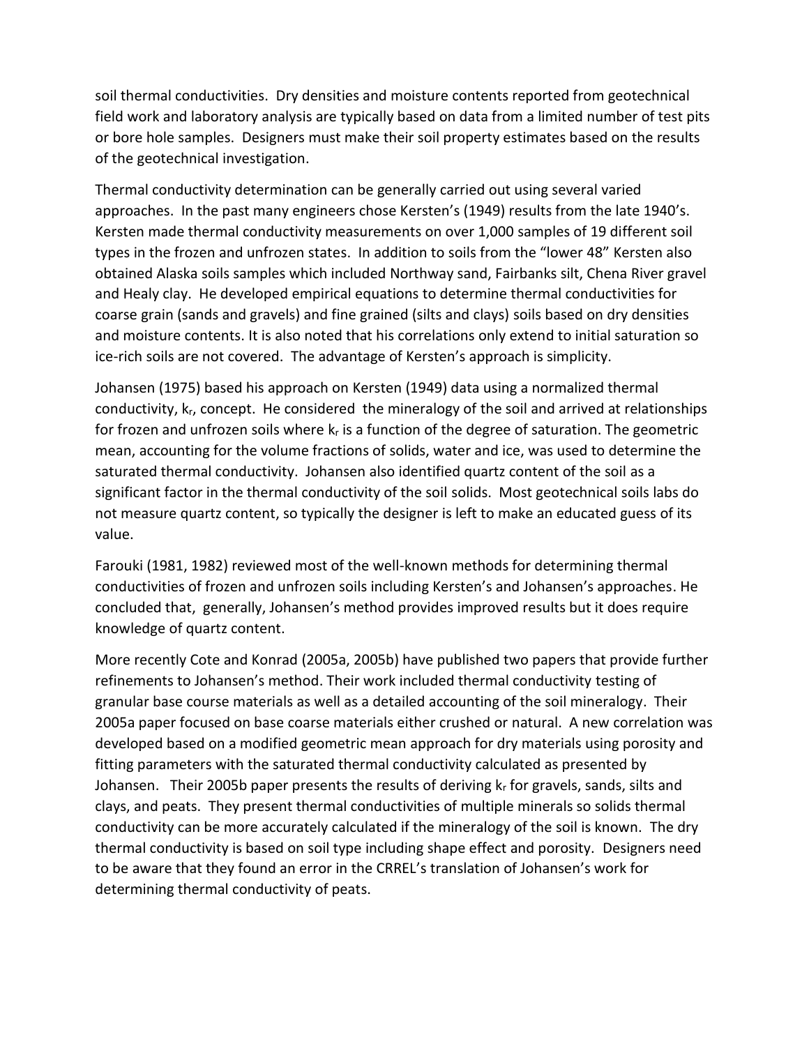soil thermal conductivities. Dry densities and moisture contents reported from geotechnical field work and laboratory analysis are typically based on data from a limited number of test pits or bore hole samples. Designers must make their soil property estimates based on the results of the geotechnical investigation.

Thermal conductivity determination can be generally carried out using several varied approaches. In the past many engineers chose Kersten's (1949) results from the late 1940's. Kersten made thermal conductivity measurements on over 1,000 samples of 19 different soil types in the frozen and unfrozen states. In addition to soils from the "lower 48" Kersten also obtained Alaska soils samples which included Northway sand, Fairbanks silt, Chena River gravel and Healy clay. He developed empirical equations to determine thermal conductivities for coarse grain (sands and gravels) and fine grained (silts and clays) soils based on dry densities and moisture contents. It is also noted that his correlations only extend to initial saturation so ice-rich soils are not covered. The advantage of Kersten's approach is simplicity.

Johansen (1975) based his approach on Kersten (1949) data using a normalized thermal conductivity, $k_r$, concept. He considered the mineralogy of the soil and arrived at relationships for frozen and unfrozen soils where $k_r$ is a function of the degree of saturation. The geometric mean, accounting for the volume fractions of solids, water and ice, was used to determine the saturated thermal conductivity. Johansen also identified quartz content of the soil as a significant factor in the thermal conductivity of the soil solids. Most geotechnical soils labs do not measure quartz content, so typically the designer is left to make an educated guess of its value.

Farouki (1981, 1982) reviewed most of the well-known methods for determining thermal conductivities of frozen and unfrozen soils including Kersten's and Johansen's approaches. He concluded that, generally, Johansen's method provides improved results but it does require knowledge of quartz content.

More recently Cote and Konrad (2005a, 2005b) have published two papers that provide further refinements to Johansen's method. Their work included thermal conductivity testing of granular base course materials as well as a detailed accounting of the soil mineralogy. Their 2005a paper focused on base coarse materials either crushed or natural. A new correlation was developed based on a modified geometric mean approach for dry materials using porosity and fitting parameters with the saturated thermal conductivity calculated as presented by Johansen. Their 2005b paper presents the results of deriving $k_r$ for gravels, sands, silts and clays, and peats. They present thermal conductivities of multiple minerals so solids thermal conductivity can be more accurately calculated if the mineralogy of the soil is known. The dry thermal conductivity is based on soil type including shape effect and porosity. Designers need to be aware that they found an error in the CRREL's translation of Johansen's work for determining thermal conductivity of peats.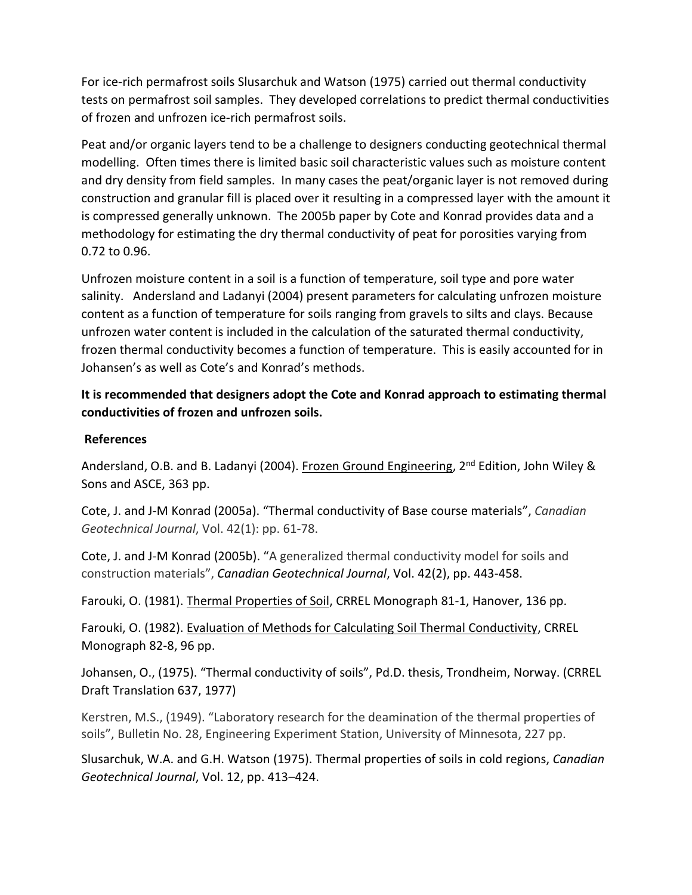For ice-rich permafrost soils Slusarchuk and Watson (1975) carried out thermal conductivity tests on permafrost soil samples. They developed correlations to predict thermal conductivities of frozen and unfrozen ice-rich permafrost soils.

Peat and/or organic layers tend to be a challenge to designers conducting geotechnical thermal modelling. Often times there is limited basic soil characteristic values such as moisture content and dry density from field samples. In many cases the peat/organic layer is not removed during construction and granular fill is placed over it resulting in a compressed layer with the amount it is compressed generally unknown. The 2005b paper by Cote and Konrad provides data and a methodology for estimating the dry thermal conductivity of peat for porosities varying from 0.72 to 0.96.

Unfrozen moisture content in a soil is a function of temperature, soil type and pore water salinity. Andersland and Ladanyi (2004) present parameters for calculating unfrozen moisture content as a function of temperature for soils ranging from gravels to silts and clays. Because unfrozen water content is included in the calculation of the saturated thermal conductivity, frozen thermal conductivity becomes a function of temperature. This is easily accounted for in Johansen's as well as Cote's and Konrad's methods.

**It is recommended that designers adopt the Cote and Konrad approach to estimating thermal conductivities of frozen and unfrozen soils.**

## References

Andersland, O.B. and B. Ladanyi (2004). Frozen Ground Engineering, 2nd Edition, John Wiley & Sons and ASCE, 363 pp.

Cote, J. and J-M Konrad (2005a). "Thermal conductivity of Base course materials", *Canadian Geotechnical Journal*, Vol. 42(1): pp. 61-78.

Cote, J. and J-M Konrad (2005b). "A generalized thermal conductivity model for soils and construction materials", *Canadian Geotechnical Journal*, Vol. 42(2), pp. 443-458.

Farouki, O. (1981). Thermal Properties of Soil, CRREL Monograph 81-1, Hanover, 136 pp.

Farouki, O. (1982). Evaluation of Methods for Calculating Soil Thermal Conductivity, CRREL Monograph 82-8, 96 pp.

Johansen, O., (1975). "Thermal conductivity of soils", Pd.D. thesis, Trondheim, Norway. (CRREL Draft Translation 637, 1977)

Kerstren, M.S., (1949). "Laboratory research for the deamination of the thermal properties of soils", Bulletin No. 28, Engineering Experiment Station, University of Minnesota, 227 pp.

Slusarchuk, W.A. and G.H. Watson (1975). Thermal properties of soils in cold regions, *Canadian Geotechnical Journal*, Vol. 12, pp. 413–424.